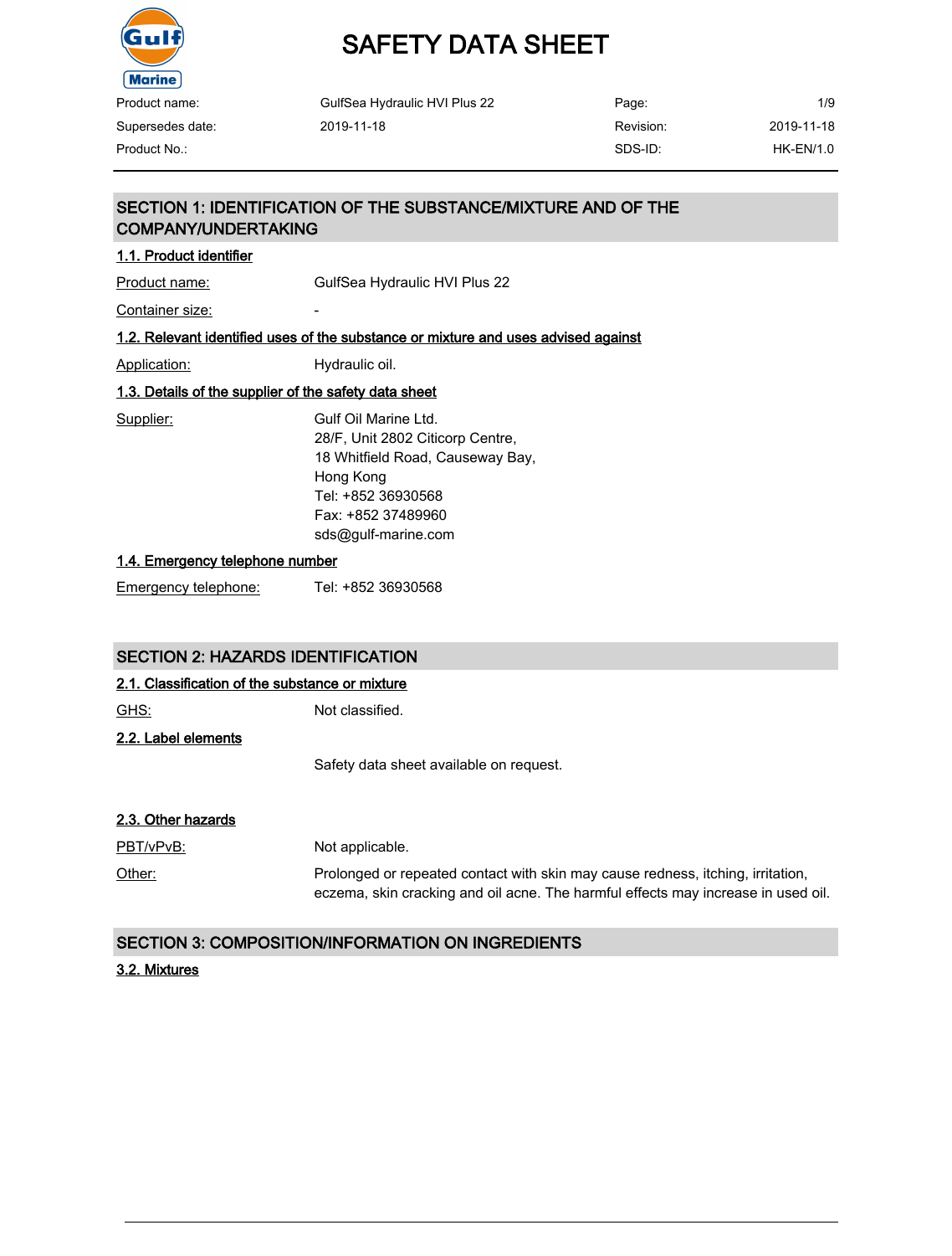# SAFETY DATA SHEET

| Product name: | GulfSea Hydraulic HVI Plus 22 | Page: | 1/9 |
|---|---|---|---|
| Supersedes date: | 2019-11-18 | Revision: | 2019-11-18 |
| Product No.: | | SDS-ID: | HK-EN/1.0 |

## SECTION 1: IDENTIFICATION OF THE SUBSTANCE/MIXTURE AND OF THE COMPANY/UNDERTAKING

### 1.1. Product identifier

Product name: GulfSea Hydraulic HVI Plus 22

Container size: -

### 1.2. Relevant identified uses of the substance or mixture and uses advised against

Application: Hydraulic oil.

### 1.3. Details of the supplier of the safety data sheet

Supplier:
Gulf Oil Marine Ltd.
28/F, Unit 2802 Citicorp Centre,
18 Whitfield Road, Causeway Bay,
Hong Kong
Tel: +852 36930568
Fax: +852 37489960
sds@gulf-marine.com

### 1.4. Emergency telephone number

Emergency telephone: Tel: +852 36930568

## SECTION 2: HAZARDS IDENTIFICATION

### 2.1. Classification of the substance or mixture

GHS: Not classified.

### 2.2. Label elements

Safety data sheet available on request.

### 2.3. Other hazards

PBT/vPvB: Not applicable.

Other: Prolonged or repeated contact with skin may cause redness, itching, irritation, eczema, skin cracking and oil acne. The harmful effects may increase in used oil.

## SECTION 3: COMPOSITION/INFORMATION ON INGREDIENTS

### 3.2. Mixtures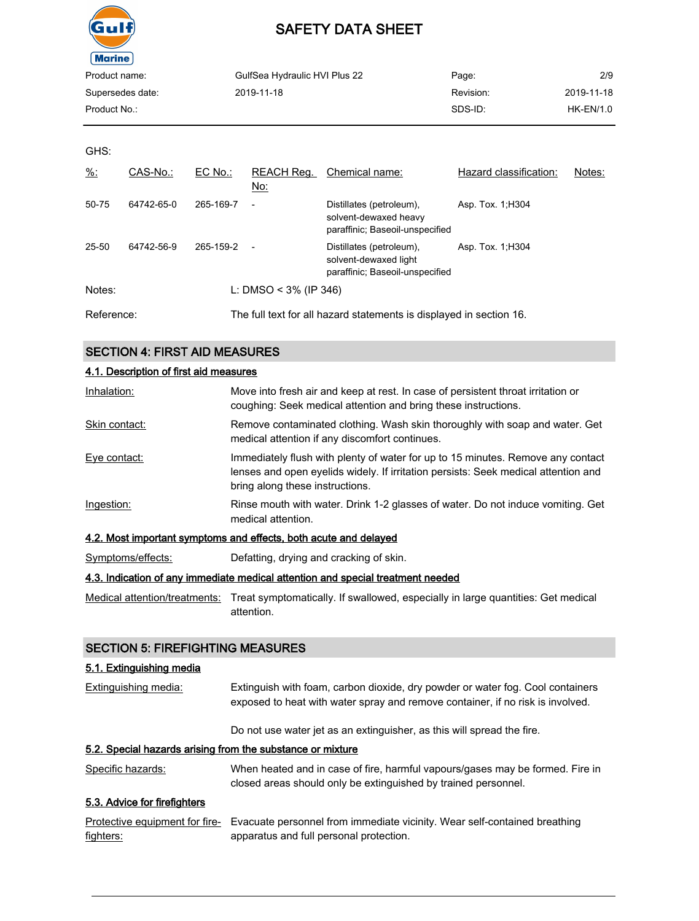GHS:

| %: | CAS-No.: | EC No.: | REACH Reg. No: | Chemical name: | Hazard classification: | Notes: |
|---|---|---|---|---|---|---|
| 50-75 | 64742-65-0 | 265-169-7 | - | Distillates (petroleum), solvent-dewaxed heavy paraffinic; Baseoil-unspecified | Asp. Tox. 1;H304 | |
| 25-50 | 64742-56-9 | 265-159-2 | - | Distillates (petroleum), solvent-dewaxed light paraffinic; Baseoil-unspecified | Asp. Tox. 1;H304 | |

Notes: L: DMSO < 3% (IP 346)

Reference: The full text for all hazard statements is displayed in section 16.

## SECTION 4: FIRST AID MEASURES

### 4.1. Description of first aid measures

Inhalation: Move into fresh air and keep at rest. In case of persistent throat irritation or coughing: Seek medical attention and bring these instructions.

Skin contact: Remove contaminated clothing. Wash skin thoroughly with soap and water. Get medical attention if any discomfort continues.

Eye contact: Immediately flush with plenty of water for up to 15 minutes. Remove any contact lenses and open eyelids widely. If irritation persists: Seek medical attention and bring along these instructions.

Ingestion: Rinse mouth with water. Drink 1-2 glasses of water. Do not induce vomiting. Get medical attention.

### 4.2. Most important symptoms and effects, both acute and delayed

Symptoms/effects: Defatting, drying and cracking of skin.

### 4.3. Indication of any immediate medical attention and special treatment needed

Medical attention/treatments: Treat symptomatically. If swallowed, especially in large quantities: Get medical attention.

## SECTION 5: FIREFIGHTING MEASURES

### 5.1. Extinguishing media

Extinguishing media: Extinguish with foam, carbon dioxide, dry powder or water fog. Cool containers exposed to heat with water spray and remove container, if no risk is involved.

Do not use water jet as an extinguisher, as this will spread the fire.

### 5.2. Special hazards arising from the substance or mixture

Specific hazards: When heated and in case of fire, harmful vapours/gases may be formed. Fire in closed areas should only be extinguished by trained personnel.

### 5.3. Advice for firefighters

Protective equipment for fire-fighters: Evacuate personnel from immediate vicinity. Wear self-contained breathing apparatus and full personal protection.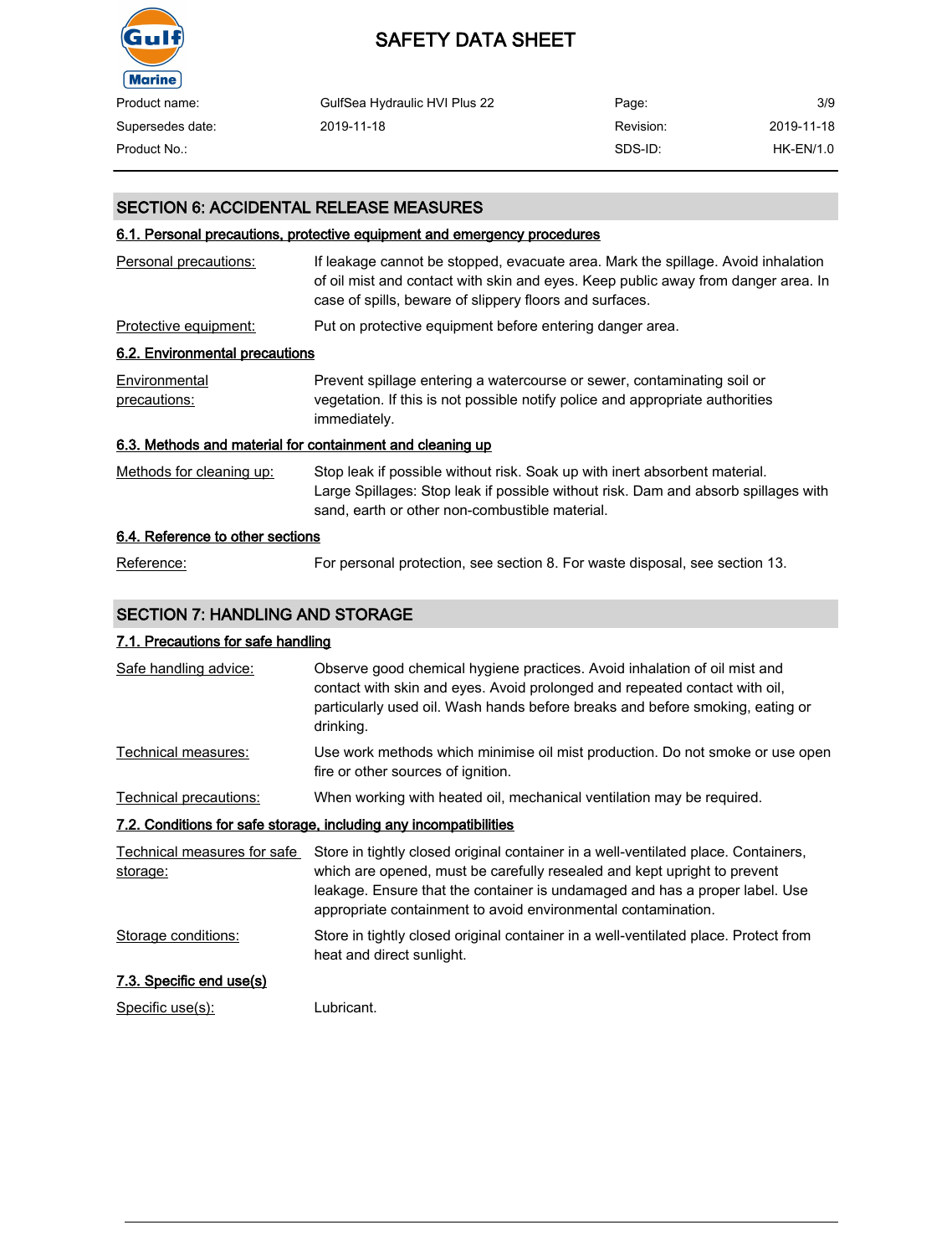## SECTION 6: ACCIDENTAL RELEASE MEASURES

### 6.1. Personal precautions, protective equipment and emergency procedures

| | |
|---|---|
| Personal precautions: | If leakage cannot be stopped, evacuate area. Mark the spillage. Avoid inhalation of oil mist and contact with skin and eyes. Keep public away from danger area. In case of spills, beware of slippery floors and surfaces. |
| Protective equipment: | Put on protective equipment before entering danger area. |

### 6.2. Environmental precautions

| | |
|---|---|
| Environmental precautions: | Prevent spillage entering a watercourse or sewer, contaminating soil or vegetation. If this is not possible notify police and appropriate authorities immediately. |

### 6.3. Methods and material for containment and cleaning up

| | |
|---|---|
| Methods for cleaning up: | Stop leak if possible without risk. Soak up with inert absorbent material. Large Spillages: Stop leak if possible without risk. Dam and absorb spillages with sand, earth or other non-combustible material. |

### 6.4. Reference to other sections

| | |
|---|---|
| Reference: | For personal protection, see section 8. For waste disposal, see section 13. |

## SECTION 7: HANDLING AND STORAGE

### 7.1. Precautions for safe handling

| | |
|---|---|
| Safe handling advice: | Observe good chemical hygiene practices. Avoid inhalation of oil mist and contact with skin and eyes. Avoid prolonged and repeated contact with oil, particularly used oil. Wash hands before breaks and before smoking, eating or drinking. |
| Technical measures: | Use work methods which minimise oil mist production. Do not smoke or use open fire or other sources of ignition. |
| Technical precautions: | When working with heated oil, mechanical ventilation may be required. |

### 7.2. Conditions for safe storage, including any incompatibilities

| | |
|---|---|
| Technical measures for safe storage: | Store in tightly closed original container in a well-ventilated place. Containers, which are opened, must be carefully resealed and kept upright to prevent leakage. Ensure that the container is undamaged and has a proper label. Use appropriate containment to avoid environmental contamination. |
| Storage conditions: | Store in tightly closed original container in a well-ventilated place. Protect from heat and direct sunlight. |

### 7.3. Specific end use(s)

| | |
|---|---|
| Specific use(s): | Lubricant. |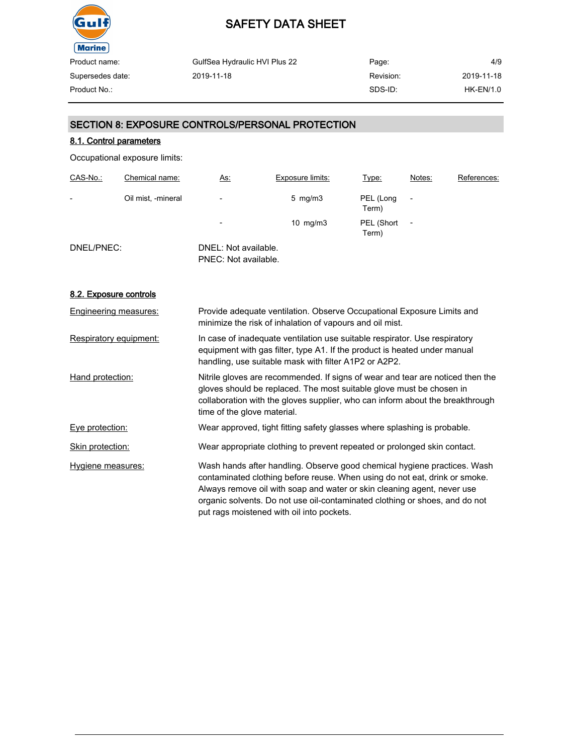## SECTION 8: EXPOSURE CONTROLS/PERSONAL PROTECTION

### 8.1. Control parameters

Occupational exposure limits:

| CAS-No.: | Chemical name: | As: | Exposure limits: | Type: | Notes: | References: |
|---|---|---|---|---|---|---|
| - | Oil mist, -mineral | - | 5 mg/m3 | PEL (Long Term) | - | |
| | | - | 10 mg/m3 | PEL (Short Term) | - | |

DNEL/PNEC: DNEL: Not available.
PNEC: Not available.

### 8.2. Exposure controls

**Engineering measures:** Provide adequate ventilation. Observe Occupational Exposure Limits and minimize the risk of inhalation of vapours and oil mist.

**Respiratory equipment:** In case of inadequate ventilation use suitable respirator. Use respiratory equipment with gas filter, type A1. If the product is heated under manual handling, use suitable mask with filter A1P2 or A2P2.

**Hand protection:** Nitrile gloves are recommended. If signs of wear and tear are noticed then the gloves should be replaced. The most suitable glove must be chosen in collaboration with the gloves supplier, who can inform about the breakthrough time of the glove material.

**Eye protection:** Wear approved, tight fitting safety glasses where splashing is probable.

**Skin protection:** Wear appropriate clothing to prevent repeated or prolonged skin contact.

**Hygiene measures:** Wash hands after handling. Observe good chemical hygiene practices. Wash contaminated clothing before reuse. When using do not eat, drink or smoke. Always remove oil with soap and water or skin cleaning agent, never use organic solvents. Do not use oil-contaminated clothing or shoes, and do not put rags moistened with oil into pockets.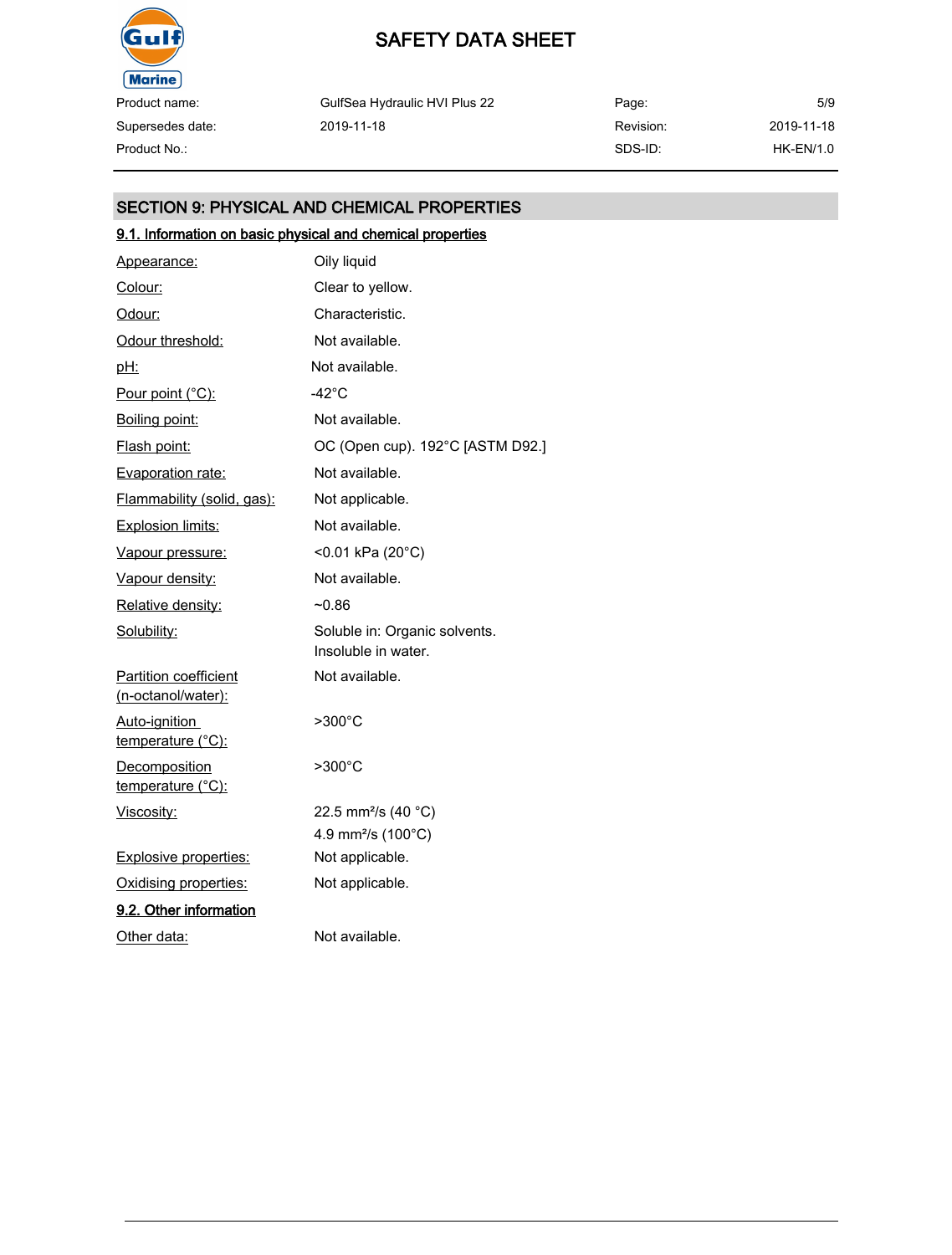## SECTION 9: PHYSICAL AND CHEMICAL PROPERTIES

### 9.1. Information on basic physical and chemical properties

| Property | Value |
|---|---|
| Appearance: | Oily liquid |
| Colour: | Clear to yellow. |
| Odour: | Characteristic. |
| Odour threshold: | Not available. |
| pH: | Not available. |
| Pour point (°C): | -42°C |
| Boiling point: | Not available. |
| Flash point: | OC (Open cup). 192°C [ASTM D92.] |
| Evaporation rate: | Not available. |
| Flammability (solid, gas): | Not applicable. |
| Explosion limits: | Not available. |
| Vapour pressure: | <0.01 kPa (20°C) |
| Vapour density: | Not available. |
| Relative density: | ~0.86 |
| Solubility: | Soluble in: Organic solvents.<br>Insoluble in water. |
| Partition coefficient (n-octanol/water): | Not available. |
| Auto-ignition temperature (°C): | >300°C |
| Decomposition temperature (°C): | >300°C |
| Viscosity: | 22.5 $mm^2/s$ (40 °C)<br>4.9 $mm^2/s$ (100°C) |
| Explosive properties: | Not applicable. |
| Oxidising properties: | Not applicable. |

### 9.2. Other information

| Property | Value |
|---|---|
| Other data: | Not available. |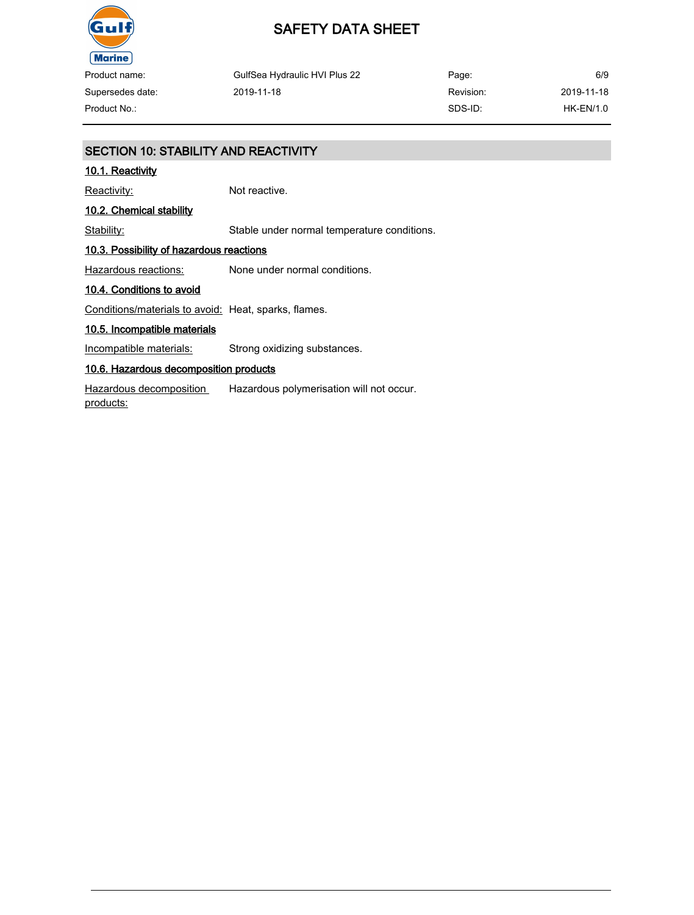## SECTION 10: STABILITY AND REACTIVITY

### 10.1. Reactivity

Reactivity: Not reactive.

### 10.2. Chemical stability

Stability: Stable under normal temperature conditions.

### 10.3. Possibility of hazardous reactions

Hazardous reactions: None under normal conditions.

### 10.4. Conditions to avoid

Conditions/materials to avoid: Heat, sparks, flames.

### 10.5. Incompatible materials

Incompatible materials: Strong oxidizing substances.

### 10.6. Hazardous decomposition products

Hazardous decomposition products: Hazardous polymerisation will not occur.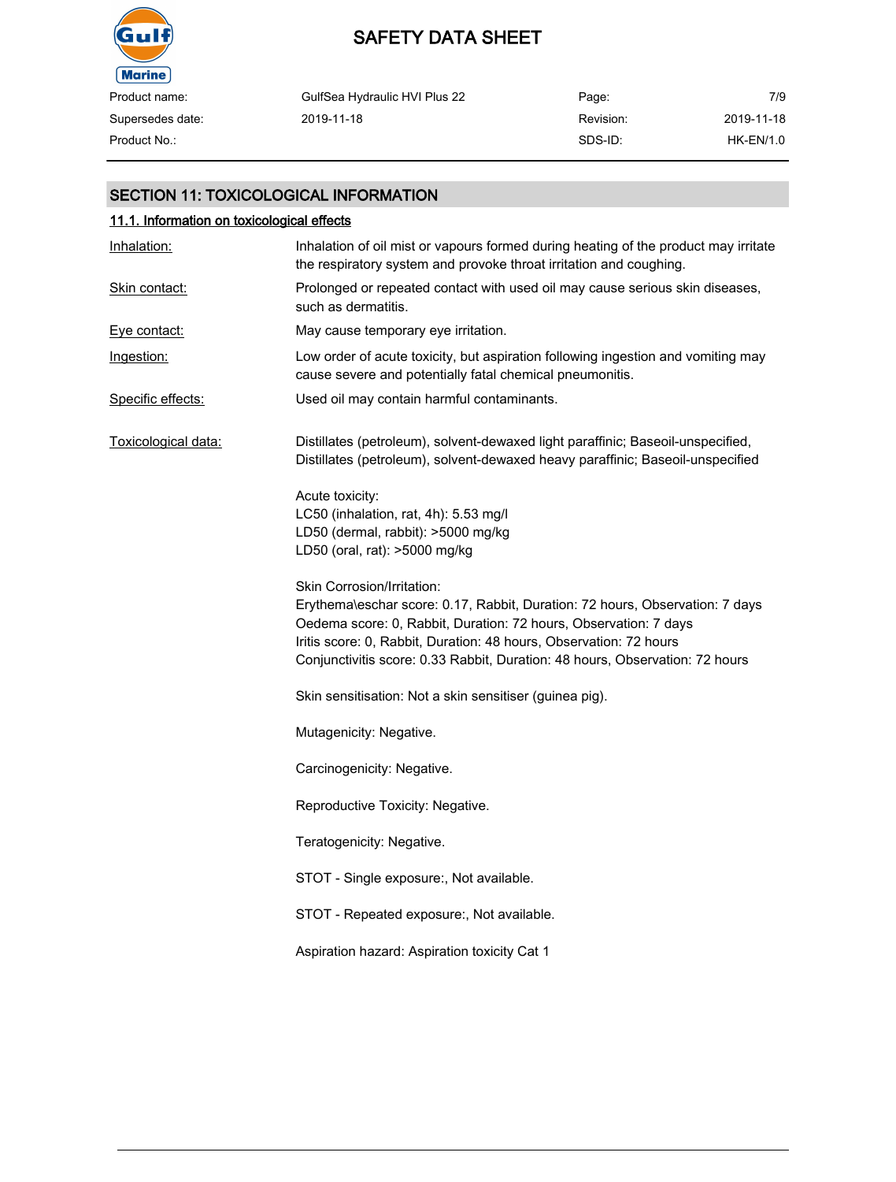## SECTION 11: TOXICOLOGICAL INFORMATION

### 11.1. Information on toxicological effects

**Inhalation:** Inhalation of oil mist or vapours formed during heating of the product may irritate the respiratory system and provoke throat irritation and coughing.

**Skin contact:** Prolonged or repeated contact with used oil may cause serious skin diseases, such as dermatitis.

**Eye contact:** May cause temporary eye irritation.

**Ingestion:** Low order of acute toxicity, but aspiration following ingestion and vomiting may cause severe and potentially fatal chemical pneumonitis.

**Specific effects:** Used oil may contain harmful contaminants.

**Toxicological data:** Distillates (petroleum), solvent-dewaxed light paraffinic; Baseoil-unspecified, Distillates (petroleum), solvent-dewaxed heavy paraffinic; Baseoil-unspecified

Acute toxicity:
LC50 (inhalation, rat, 4h): 5.53 mg/l
LD50 (dermal, rabbit): >5000 mg/kg
LD50 (oral, rat): >5000 mg/kg

Skin Corrosion/Irritation:
Erythema\eschar score: 0.17, Rabbit, Duration: 72 hours, Observation: 7 days
Oedema score: 0, Rabbit, Duration: 72 hours, Observation: 7 days
Iritis score: 0, Rabbit, Duration: 48 hours, Observation: 72 hours
Conjunctivitis score: 0.33 Rabbit, Duration: 48 hours, Observation: 72 hours

Skin sensitisation: Not a skin sensitiser (guinea pig).

Mutagenicity: Negative.

Carcinogenicity: Negative.

Reproductive Toxicity: Negative.

Teratogenicity: Negative.

STOT - Single exposure:, Not available.

STOT - Repeated exposure:, Not available.

Aspiration hazard: Aspiration toxicity Cat 1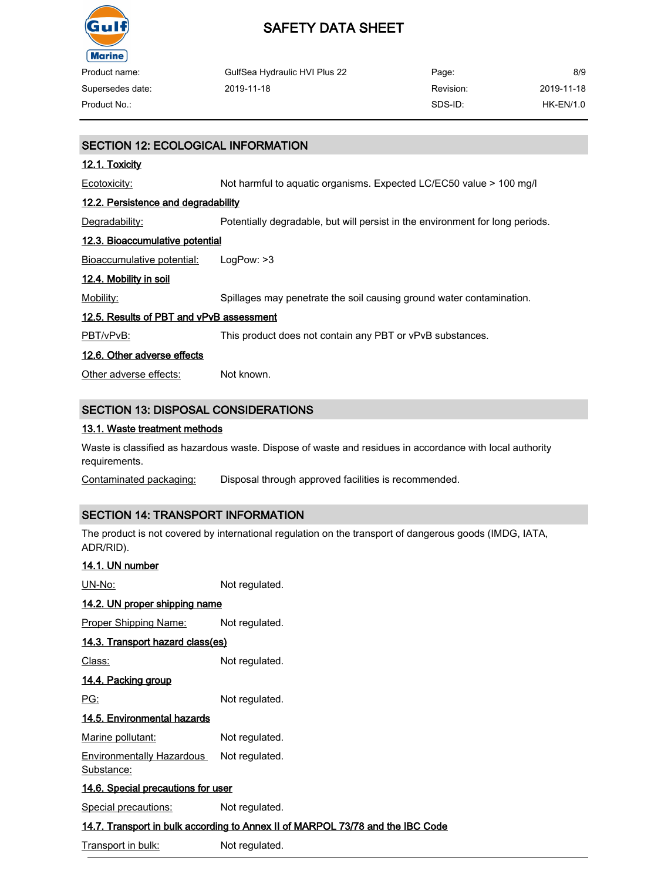## SECTION 12: ECOLOGICAL INFORMATION

### 12.1. Toxicity

Ecotoxicity: Not harmful to aquatic organisms. Expected LC/EC50 value > 100 mg/l

### 12.2. Persistence and degradability

Degradability: Potentially degradable, but will persist in the environment for long periods.

### 12.3. Bioaccumulative potential

Bioaccumulative potential: LogPow: >3

### 12.4. Mobility in soil

Mobility: Spillages may penetrate the soil causing ground water contamination.

### 12.5. Results of PBT and vPvB assessment

PBT/vPvB: This product does not contain any PBT or vPvB substances.

### 12.6. Other adverse effects

Other adverse effects: Not known.

## SECTION 13: DISPOSAL CONSIDERATIONS

### 13.1. Waste treatment methods

Waste is classified as hazardous waste. Dispose of waste and residues in accordance with local authority requirements.

Contaminated packaging: Disposal through approved facilities is recommended.

## SECTION 14: TRANSPORT INFORMATION

The product is not covered by international regulation on the transport of dangerous goods (IMDG, IATA, ADR/RID).

### 14.1. UN number

UN-No: Not regulated.

### 14.2. UN proper shipping name

Proper Shipping Name: Not regulated.

### 14.3. Transport hazard class(es)

Class: Not regulated.

### 14.4. Packing group

PG: Not regulated.

### 14.5. Environmental hazards

Marine pollutant: Not regulated.

Environmentally Hazardous Substance: Not regulated.

### 14.6. Special precautions for user

Special precautions: Not regulated.

### 14.7. Transport in bulk according to Annex II of MARPOL 73/78 and the IBC Code

Transport in bulk: Not regulated.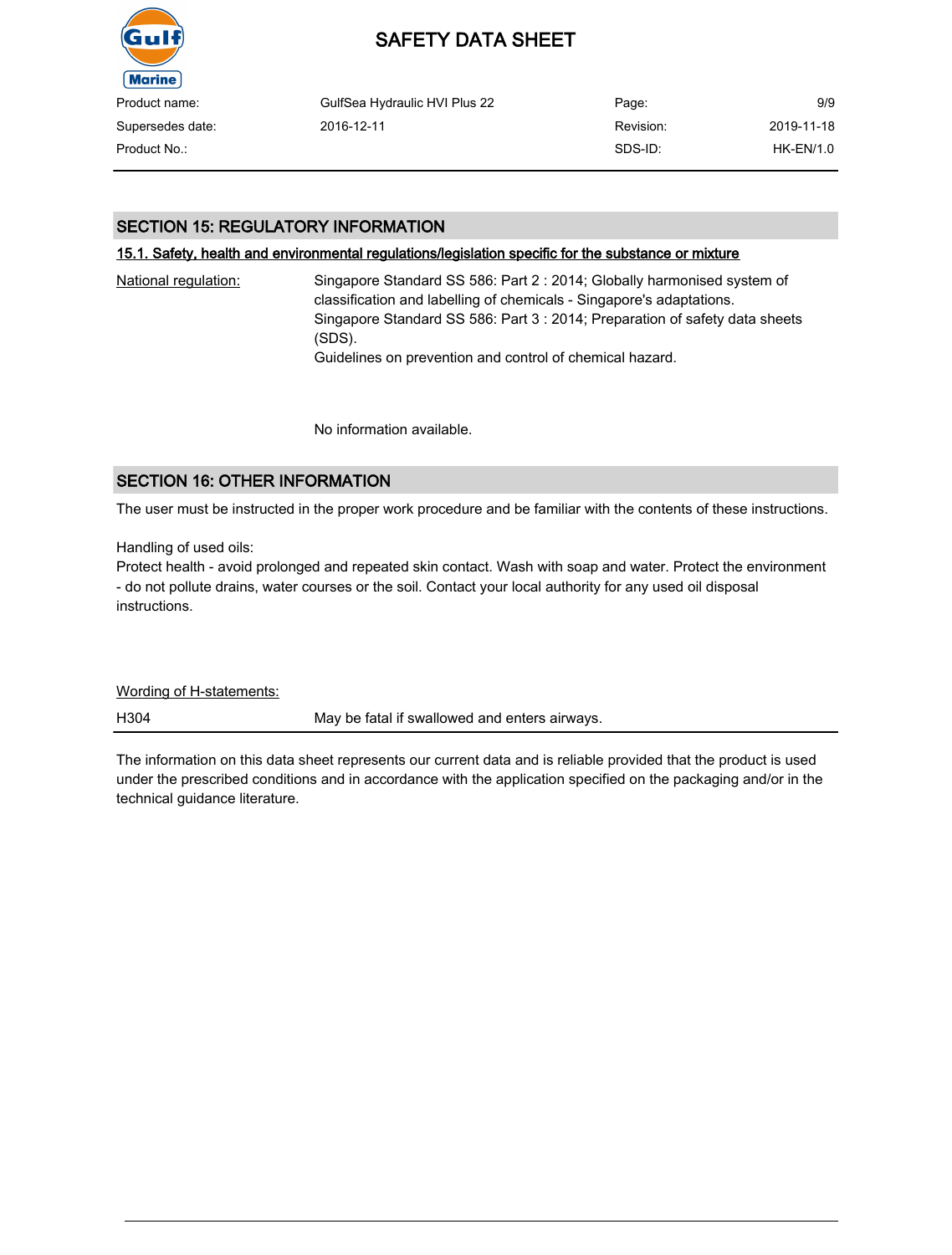## SECTION 15: REGULATORY INFORMATION

### 15.1. Safety, health and environmental regulations/legislation specific for the substance or mixture

| | |
|---|---|
| National regulation: | Singapore Standard SS 586: Part 2 : 2014; Globally harmonised system of classification and labelling of chemicals - Singapore's adaptations.<br>Singapore Standard SS 586: Part 3 : 2014; Preparation of safety data sheets (SDS).<br>Guidelines on prevention and control of chemical hazard. |
| | No information available. |

## SECTION 16: OTHER INFORMATION

The user must be instructed in the proper work procedure and be familiar with the contents of these instructions.

Handling of used oils:
Protect health - avoid prolonged and repeated skin contact. Wash with soap and water. Protect the environment - do not pollute drains, water courses or the soil. Contact your local authority for any used oil disposal instructions.

Wording of H-statements:

| | |
|---|---|
| H304 | May be fatal if swallowed and enters airways. |

The information on this data sheet represents our current data and is reliable provided that the product is used under the prescribed conditions and in accordance with the application specified on the packaging and/or in the technical guidance literature.